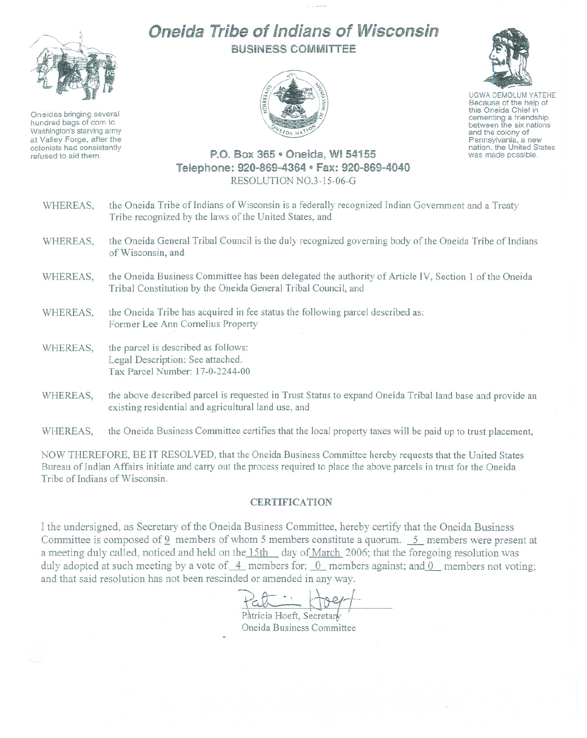# Oneida Tribe of Indians of Wisconsin

## BUSINESS COMMITTEE

Oneidas bringing several hundred bags of corn to Washington's starving army at Valley Forge, after the colonists had consistently refused to aid them.

UGWA DEMOLUM YATEHE
Because of the help of this Oneida Chief in cementing a friendship between the six nations and the colony of Pennsylvania, a new nation, the United States was made possible.

**P.O. Box 365 • Oneida, WI 54155**
**Telephone: 920-869-4364 • Fax: 920-869-4040**

RESOLUTION NO.3-15-06-G

WHEREAS, the Oneida Tribe of Indians of Wisconsin is a federally recognized Indian Government and a Treaty Tribe recognized by the laws of the United States, and

WHEREAS, the Oneida General Tribal Council is the duly recognized governing body of the Oneida Tribe of Indians of Wisconsin, and

WHEREAS, the Oneida Business Committee has been delegated the authority of Article IV, Section 1 of the Oneida Tribal Constitution by the Oneida General Tribal Council, and

WHEREAS, the Oneida Tribe has acquired in fee status the following parcel described as:
Former Lee Ann Cornelius Property

WHEREAS, the parcel is described as follows:
Legal Description: See attached.
Tax Parcel Number: 17-0-2244-00

WHEREAS, the above described parcel is requested in Trust Status to expand Oneida Tribal land base and provide an existing residential and agricultural land use, and

WHEREAS, the Oneida Business Committee certifies that the local property taxes will be paid up to trust placement,

NOW THEREFORE, BE IT RESOLVED, that the Oneida Business Committee hereby requests that the United States Bureau of Indian Affairs initiate and carry out the process required to place the above parcels in trust for the Oneida Tribe of Indians of Wisconsin.

### CERTIFICATION

I the undersigned, as Secretary of the Oneida Business Committee, hereby certify that the Oneida Business Committee is composed of 9 members of whom 5 members constitute a quorum. 5 members were present at a meeting duly called, noticed and held on the 15th day of March 2006; that the foregoing resolution was duly adopted at such meeting by a vote of 4 members for; 0 members against; and 0 members not voting; and that said resolution has not been rescinded or amended in any way.

Patricia Hoeft, Secretary
Oneida Business Committee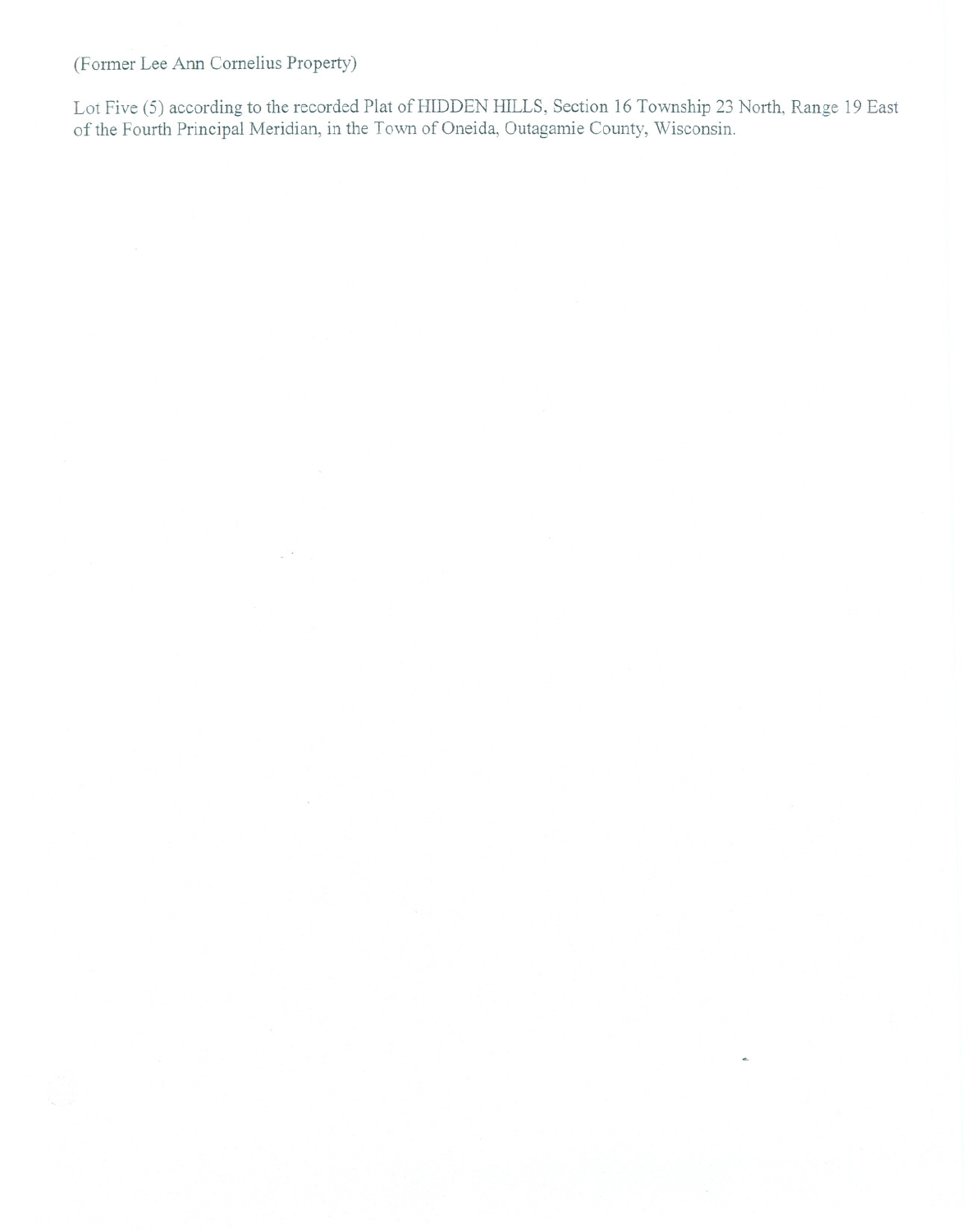(Former Lee Ann Cornelius Property)

Lot Five (5) according to the recorded Plat of HIDDEN HILLS, Section 16 Township 23 North, Range 19 East of the Fourth Principal Meridian, in the Town of Oneida, Outagamie County, Wisconsin.